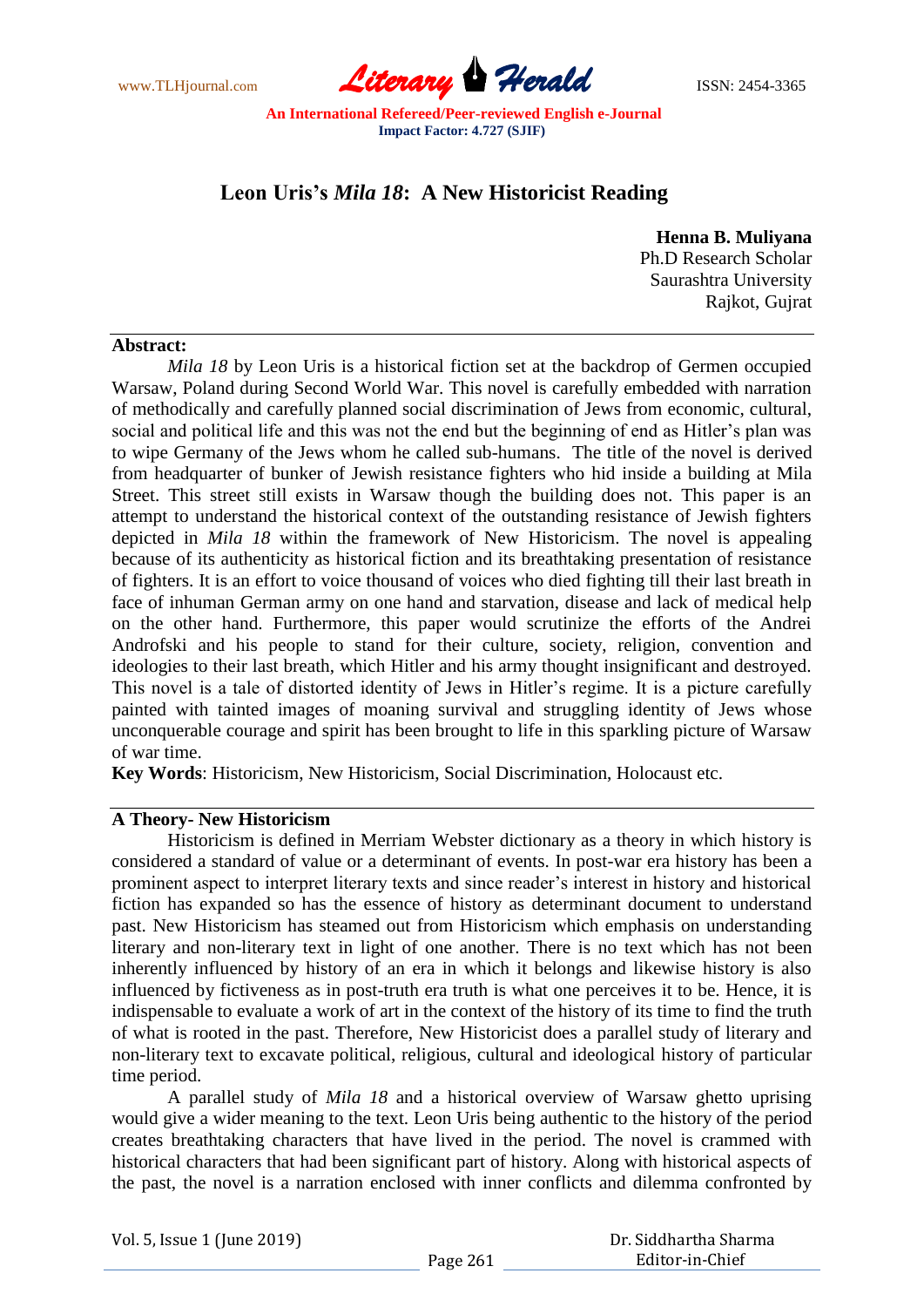# Leon Uris's *Mila 18*: A New Historicist Reading

**Henna B. Muliyana**
Ph.D Research Scholar
Saurashtra University
Rajkot, Gujrat

**Abstract:**

*Mila 18* by Leon Uris is a historical fiction set at the backdrop of Germen occupied Warsaw, Poland during Second World War. This novel is carefully embedded with narration of methodically and carefully planned social discrimination of Jews from economic, cultural, social and political life and this was not the end but the beginning of end as Hitler's plan was to wipe Germany of the Jews whom he called sub-humans. The title of the novel is derived from headquarter of bunker of Jewish resistance fighters who hid inside a building at Mila Street. This street still exists in Warsaw though the building does not. This paper is an attempt to understand the historical context of the outstanding resistance of Jewish fighters depicted in *Mila 18* within the framework of New Historicism. The novel is appealing because of its authenticity as historical fiction and its breathtaking presentation of resistance of fighters. It is an effort to voice thousand of voices who died fighting till their last breath in face of inhuman German army on one hand and starvation, disease and lack of medical help on the other hand. Furthermore, this paper would scrutinize the efforts of the Andrei Androfski and his people to stand for their culture, society, religion, convention and ideologies to their last breath, which Hitler and his army thought insignificant and destroyed. This novel is a tale of distorted identity of Jews in Hitler's regime. It is a picture carefully painted with tainted images of moaning survival and struggling identity of Jews whose unconquerable courage and spirit has been brought to life in this sparkling picture of Warsaw of war time.

**Key Words**: Historicism, New Historicism, Social Discrimination, Holocaust etc.

## A Theory- New Historicism

Historicism is defined in Merriam Webster dictionary as a theory in which history is considered a standard of value or a determinant of events. In post-war era history has been a prominent aspect to interpret literary texts and since reader's interest in history and historical fiction has expanded so has the essence of history as determinant document to understand past. New Historicism has steamed out from Historicism which emphasis on understanding literary and non-literary text in light of one another. There is no text which has not been inherently influenced by history of an era in which it belongs and likewise history is also influenced by fictiveness as in post-truth era truth is what one perceives it to be. Hence, it is indispensable to evaluate a work of art in the context of the history of its time to find the truth of what is rooted in the past. Therefore, New Historicist does a parallel study of literary and non-literary text to excavate political, religious, cultural and ideological history of particular time period.

A parallel study of *Mila 18* and a historical overview of Warsaw ghetto uprising would give a wider meaning to the text. Leon Uris being authentic to the history of the period creates breathtaking characters that have lived in the period. The novel is crammed with historical characters that had been significant part of history. Along with historical aspects of the past, the novel is a narration enclosed with inner conflicts and dilemma confronted by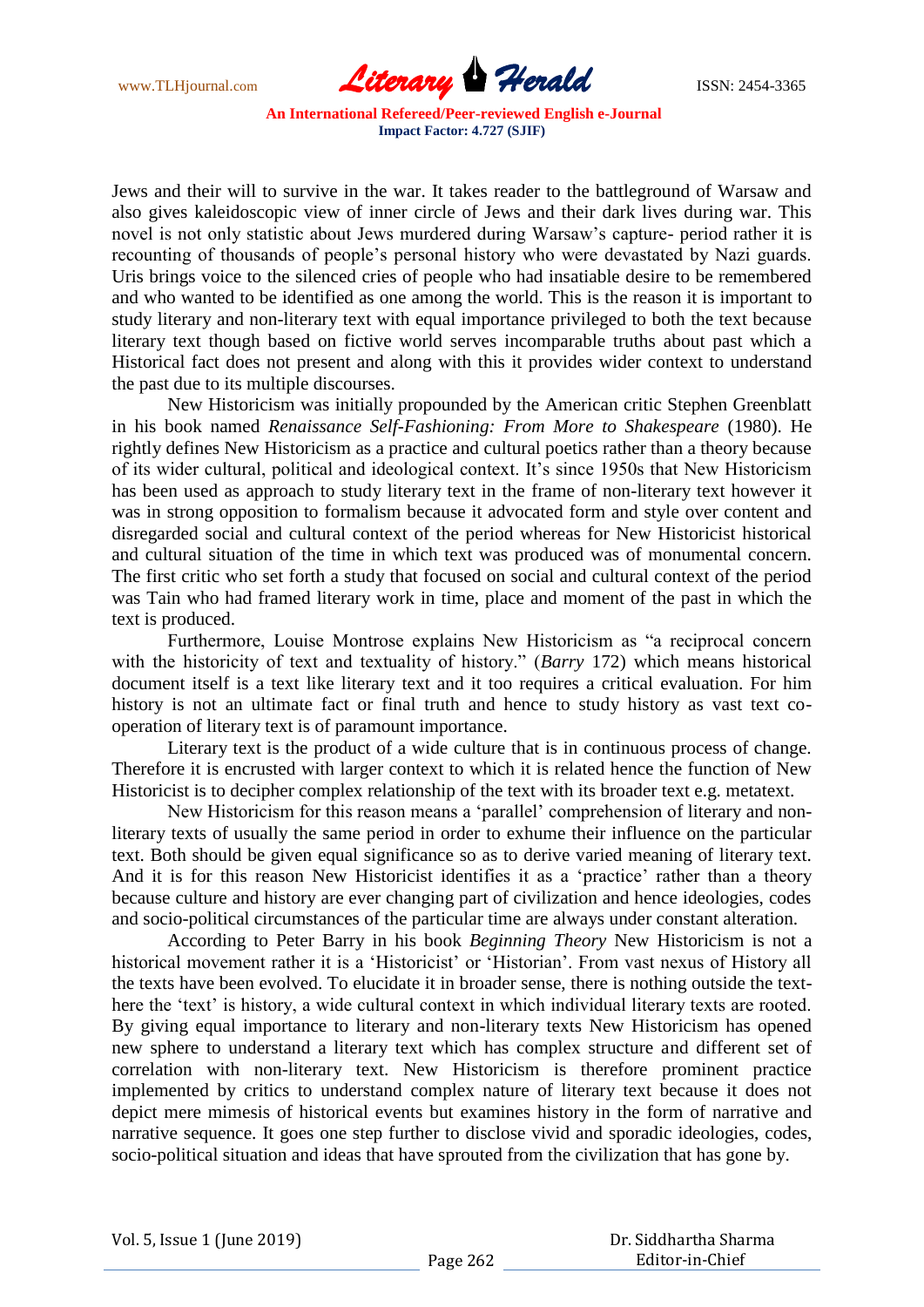Jews and their will to survive in the war. It takes reader to the battleground of Warsaw and also gives kaleidoscopic view of inner circle of Jews and their dark lives during war. This novel is not only statistic about Jews murdered during Warsaw's capture- period rather it is recounting of thousands of people's personal history who were devastated by Nazi guards. Uris brings voice to the silenced cries of people who had insatiable desire to be remembered and who wanted to be identified as one among the world. This is the reason it is important to study literary and non-literary text with equal importance privileged to both the text because literary text though based on fictive world serves incomparable truths about past which a Historical fact does not present and along with this it provides wider context to understand the past due to its multiple discourses.

New Historicism was initially propounded by the American critic Stephen Greenblatt in his book named *Renaissance Self-Fashioning: From More to Shakespeare* (1980). He rightly defines New Historicism as a practice and cultural poetics rather than a theory because of its wider cultural, political and ideological context. It's since 1950s that New Historicism has been used as approach to study literary text in the frame of non-literary text however it was in strong opposition to formalism because it advocated form and style over content and disregarded social and cultural context of the period whereas for New Historicist historical and cultural situation of the time in which text was produced was of monumental concern. The first critic who set forth a study that focused on social and cultural context of the period was Tain who had framed literary work in time, place and moment of the past in which the text is produced.

Furthermore, Louise Montrose explains New Historicism as "a reciprocal concern with the historicity of text and textuality of history." (*Barry* 172) which means historical document itself is a text like literary text and it too requires a critical evaluation. For him history is not an ultimate fact or final truth and hence to study history as vast text co-operation of literary text is of paramount importance.

Literary text is the product of a wide culture that is in continuous process of change. Therefore it is encrusted with larger context to which it is related hence the function of New Historicist is to decipher complex relationship of the text with its broader text e.g. metatext.

New Historicism for this reason means a 'parallel' comprehension of literary and non-literary texts of usually the same period in order to exhume their influence on the particular text. Both should be given equal significance so as to derive varied meaning of literary text. And it is for this reason New Historicist identifies it as a 'practice' rather than a theory because culture and history are ever changing part of civilization and hence ideologies, codes and socio-political circumstances of the particular time are always under constant alteration.

According to Peter Barry in his book *Beginning Theory* New Historicism is not a historical movement rather it is a 'Historicist' or 'Historian'. From vast nexus of History all the texts have been evolved. To elucidate it in broader sense, there is nothing outside the text-here the 'text' is history, a wide cultural context in which individual literary texts are rooted. By giving equal importance to literary and non-literary texts New Historicism has opened new sphere to understand a literary text which has complex structure and different set of correlation with non-literary text. New Historicism is therefore prominent practice implemented by critics to understand complex nature of literary text because it does not depict mere mimesis of historical events but examines history in the form of narrative and narrative sequence. It goes one step further to disclose vivid and sporadic ideologies, codes, socio-political situation and ideas that have sprouted from the civilization that has gone by.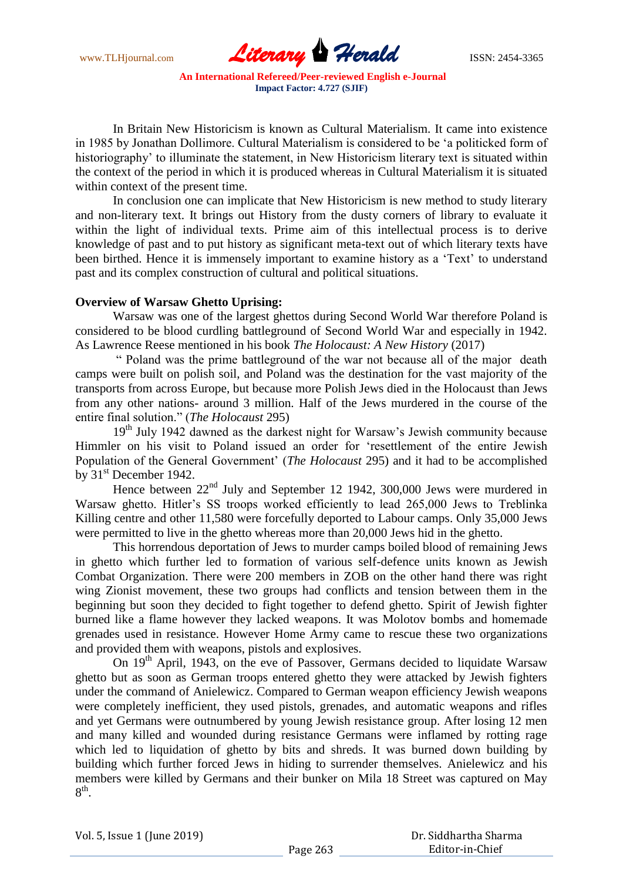In Britain New Historicism is known as Cultural Materialism. It came into existence in 1985 by Jonathan Dollimore. Cultural Materialism is considered to be 'a politicked form of historiography' to illuminate the statement, in New Historicism literary text is situated within the context of the period in which it is produced whereas in Cultural Materialism it is situated within context of the present time.

In conclusion one can implicate that New Historicism is new method to study literary and non-literary text. It brings out History from the dusty corners of library to evaluate it within the light of individual texts. Prime aim of this intellectual process is to derive knowledge of past and to put history as significant meta-text out of which literary texts have been birthed. Hence it is immensely important to examine history as a 'Text' to understand past and its complex construction of cultural and political situations.

**Overview of Warsaw Ghetto Uprising:**

Warsaw was one of the largest ghettos during Second World War therefore Poland is considered to be blood curdling battleground of Second World War and especially in 1942. As Lawrence Reese mentioned in his book *The Holocaust: A New History* (2017)

" Poland was the prime battleground of the war not because all of the major death camps were built on polish soil, and Poland was the destination for the vast majority of the transports from across Europe, but because more Polish Jews died in the Holocaust than Jews from any other nations- around 3 million. Half of the Jews murdered in the course of the entire final solution." (*The Holocaust* 295)

19th July 1942 dawned as the darkest night for Warsaw's Jewish community because Himmler on his visit to Poland issued an order for 'resettlement of the entire Jewish Population of the General Government' (*The Holocaust* 295) and it had to be accomplished by 31st December 1942.

Hence between 22nd July and September 12 1942, 300,000 Jews were murdered in Warsaw ghetto. Hitler's SS troops worked efficiently to lead 265,000 Jews to Treblinka Killing centre and other 11,580 were forcefully deported to Labour camps. Only 35,000 Jews were permitted to live in the ghetto whereas more than 20,000 Jews hid in the ghetto.

This horrendous deportation of Jews to murder camps boiled blood of remaining Jews in ghetto which further led to formation of various self-defence units known as Jewish Combat Organization. There were 200 members in ZOB on the other hand there was right wing Zionist movement, these two groups had conflicts and tension between them in the beginning but soon they decided to fight together to defend ghetto. Spirit of Jewish fighter burned like a flame however they lacked weapons. It was Molotov bombs and homemade grenades used in resistance. However Home Army came to rescue these two organizations and provided them with weapons, pistols and explosives.

On 19th April, 1943, on the eve of Passover, Germans decided to liquidate Warsaw ghetto but as soon as German troops entered ghetto they were attacked by Jewish fighters under the command of Anielewicz. Compared to German weapon efficiency Jewish weapons were completely inefficient, they used pistols, grenades, and automatic weapons and rifles and yet Germans were outnumbered by young Jewish resistance group. After losing 12 men and many killed and wounded during resistance Germans were inflamed by rotting rage which led to liquidation of ghetto by bits and shreds. It was burned down building by building which further forced Jews in hiding to surrender themselves. Anielewicz and his members were killed by Germans and their bunker on Mila 18 Street was captured on May 8th.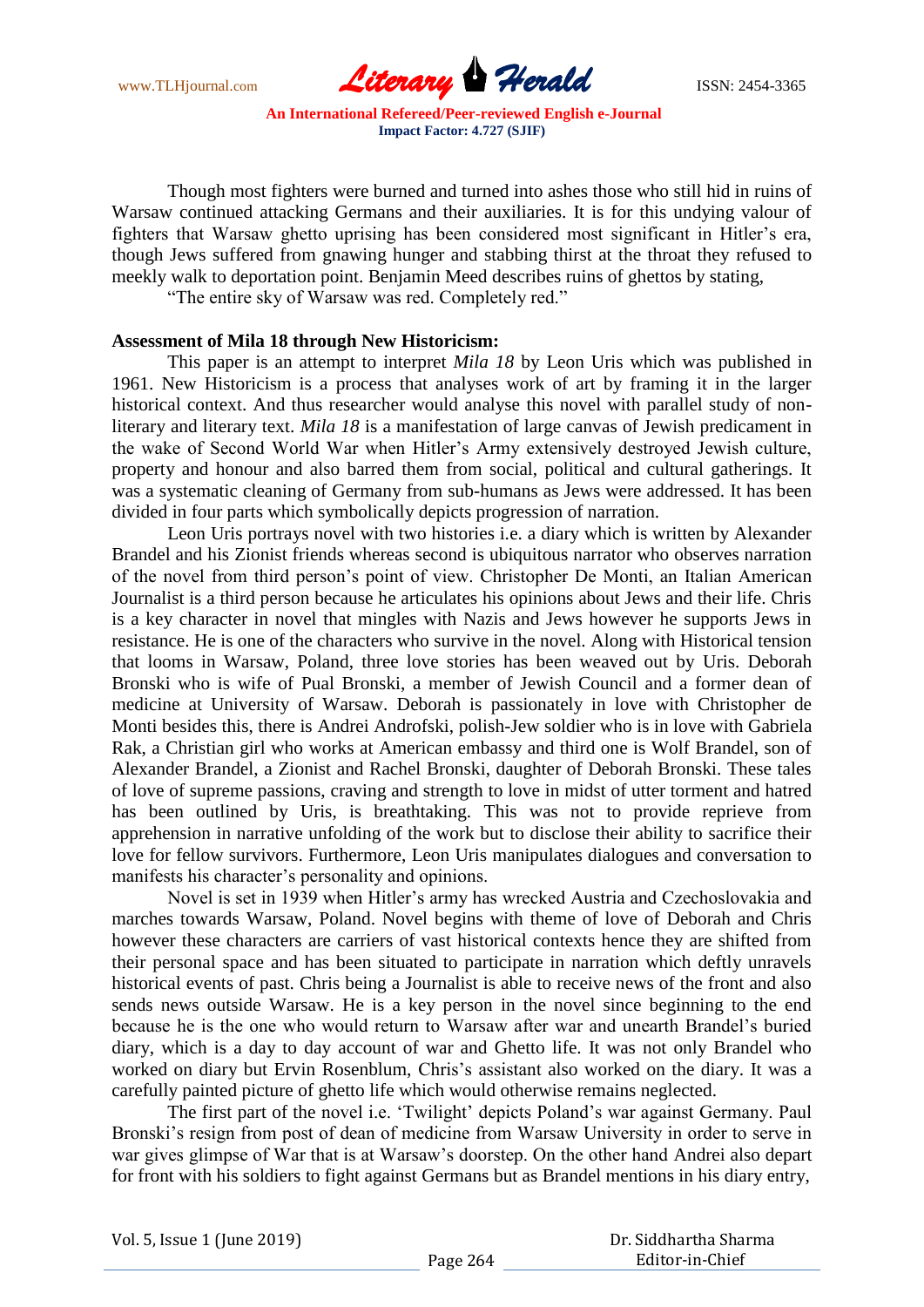Though most fighters were burned and turned into ashes those who still hid in ruins of Warsaw continued attacking Germans and their auxiliaries. It is for this undying valour of fighters that Warsaw ghetto uprising has been considered most significant in Hitler's era, though Jews suffered from gnawing hunger and stabbing thirst at the throat they refused to meekly walk to deportation point. Benjamin Meed describes ruins of ghettos by stating,

"The entire sky of Warsaw was red. Completely red."

**Assessment of Mila 18 through New Historicism:**

This paper is an attempt to interpret *Mila 18* by Leon Uris which was published in 1961. New Historicism is a process that analyses work of art by framing it in the larger historical context. And thus researcher would analyse this novel with parallel study of non-literary and literary text. *Mila 18* is a manifestation of large canvas of Jewish predicament in the wake of Second World War when Hitler's Army extensively destroyed Jewish culture, property and honour and also barred them from social, political and cultural gatherings. It was a systematic cleaning of Germany from sub-humans as Jews were addressed. It has been divided in four parts which symbolically depicts progression of narration.

Leon Uris portrays novel with two histories i.e. a diary which is written by Alexander Brandel and his Zionist friends whereas second is ubiquitous narrator who observes narration of the novel from third person's point of view. Christopher De Monti, an Italian American Journalist is a third person because he articulates his opinions about Jews and their life. Chris is a key character in novel that mingles with Nazis and Jews however he supports Jews in resistance. He is one of the characters who survive in the novel. Along with Historical tension that looms in Warsaw, Poland, three love stories has been weaved out by Uris. Deborah Bronski who is wife of Pual Bronski, a member of Jewish Council and a former dean of medicine at University of Warsaw. Deborah is passionately in love with Christopher de Monti besides this, there is Andrei Androfski, polish-Jew soldier who is in love with Gabriela Rak, a Christian girl who works at American embassy and third one is Wolf Brandel, son of Alexander Brandel, a Zionist and Rachel Bronski, daughter of Deborah Bronski. These tales of love of supreme passions, craving and strength to love in midst of utter torment and hatred has been outlined by Uris, is breathtaking. This was not to provide reprieve from apprehension in narrative unfolding of the work but to disclose their ability to sacrifice their love for fellow survivors. Furthermore, Leon Uris manipulates dialogues and conversation to manifests his character's personality and opinions.

Novel is set in 1939 when Hitler's army has wrecked Austria and Czechoslovakia and marches towards Warsaw, Poland. Novel begins with theme of love of Deborah and Chris however these characters are carriers of vast historical contexts hence they are shifted from their personal space and has been situated to participate in narration which deftly unravels historical events of past. Chris being a Journalist is able to receive news of the front and also sends news outside Warsaw. He is a key person in the novel since beginning to the end because he is the one who would return to Warsaw after war and unearth Brandel's buried diary, which is a day to day account of war and Ghetto life. It was not only Brandel who worked on diary but Ervin Rosenblum, Chris's assistant also worked on the diary. It was a carefully painted picture of ghetto life which would otherwise remains neglected.

The first part of the novel i.e. 'Twilight' depicts Poland's war against Germany. Paul Bronski's resign from post of dean of medicine from Warsaw University in order to serve in war gives glimpse of War that is at Warsaw's doorstep. On the other hand Andrei also depart for front with his soldiers to fight against Germans but as Brandel mentions in his diary entry,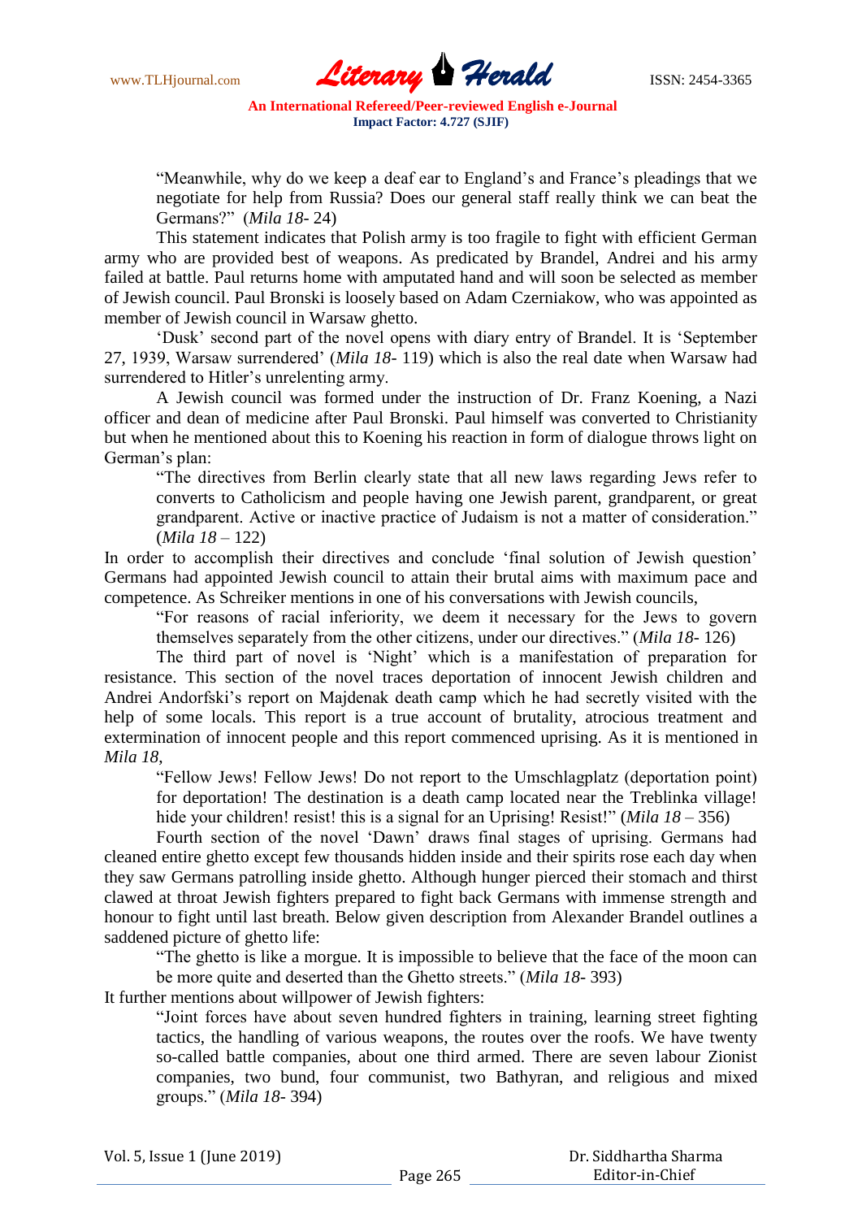> "Meanwhile, why do we keep a deaf ear to England's and France's pleadings that we negotiate for help from Russia? Does our general staff really think we can beat the Germans?" (*Mila 18*- 24)

This statement indicates that Polish army is too fragile to fight with efficient German army who are provided best of weapons. As predicated by Brandel, Andrei and his army failed at battle. Paul returns home with amputated hand and will soon be selected as member of Jewish council. Paul Bronski is loosely based on Adam Czerniakow, who was appointed as member of Jewish council in Warsaw ghetto.

'Dusk' second part of the novel opens with diary entry of Brandel. It is 'September 27, 1939, Warsaw surrendered' (*Mila 18*- 119) which is also the real date when Warsaw had surrendered to Hitler's unrelenting army.

A Jewish council was formed under the instruction of Dr. Franz Koening, a Nazi officer and dean of medicine after Paul Bronski. Paul himself was converted to Christianity but when he mentioned about this to Koening his reaction in form of dialogue throws light on German's plan:

> "The directives from Berlin clearly state that all new laws regarding Jews refer to converts to Catholicism and people having one Jewish parent, grandparent, or great grandparent. Active or inactive practice of Judaism is not a matter of consideration." (*Mila 18* – 122)

In order to accomplish their directives and conclude 'final solution of Jewish question' Germans had appointed Jewish council to attain their brutal aims with maximum pace and competence. As Schreiker mentions in one of his conversations with Jewish councils,

> "For reasons of racial inferiority, we deem it necessary for the Jews to govern themselves separately from the other citizens, under our directives." (*Mila 18*- 126)

The third part of novel is 'Night' which is a manifestation of preparation for resistance. This section of the novel traces deportation of innocent Jewish children and Andrei Andorfski's report on Majdenak death camp which he had secretly visited with the help of some locals. This report is a true account of brutality, atrocious treatment and extermination of innocent people and this report commenced uprising. As it is mentioned in *Mila 18*,

> "Fellow Jews! Fellow Jews! Do not report to the Umschlagplatz (deportation point) for deportation! The destination is a death camp located near the Treblinka village! hide your children! resist! this is a signal for an Uprising! Resist!" (*Mila 18* – 356)

Fourth section of the novel 'Dawn' draws final stages of uprising. Germans had cleaned entire ghetto except few thousands hidden inside and their spirits rose each day when they saw Germans patrolling inside ghetto. Although hunger pierced their stomach and thirst clawed at throat Jewish fighters prepared to fight back Germans with immense strength and honour to fight until last breath. Below given description from Alexander Brandel outlines a saddened picture of ghetto life:

> "The ghetto is like a morgue. It is impossible to believe that the face of the moon can be more quite and deserted than the Ghetto streets." (*Mila 18*- 393)

It further mentions about willpower of Jewish fighters:

> "Joint forces have about seven hundred fighters in training, learning street fighting tactics, the handling of various weapons, the routes over the roofs. We have twenty so-called battle companies, about one third armed. There are seven labour Zionist companies, two bund, four communist, two Bathyran, and religious and mixed groups." (*Mila 18*- 394)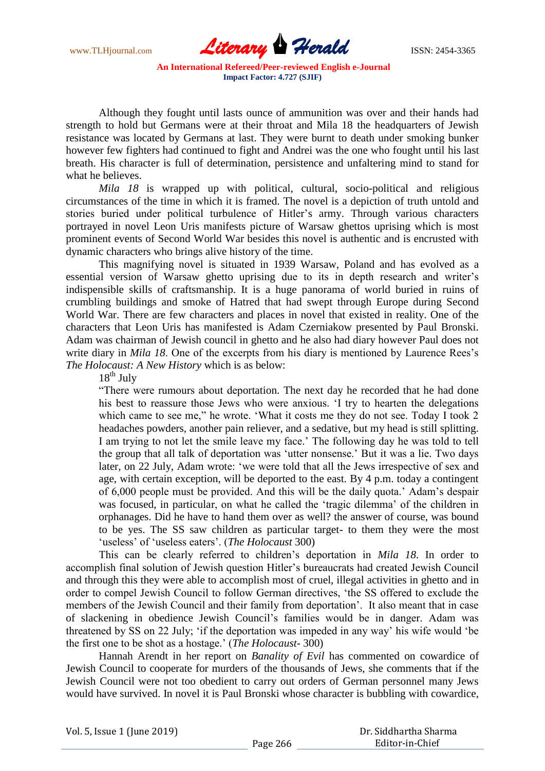Although they fought until lasts ounce of ammunition was over and their hands had strength to hold but Germans were at their throat and Mila 18 the headquarters of Jewish resistance was located by Germans at last. They were burnt to death under smoking bunker however few fighters had continued to fight and Andrei was the one who fought until his last breath. His character is full of determination, persistence and unfaltering mind to stand for what he believes.

*Mila 18* is wrapped up with political, cultural, socio-political and religious circumstances of the time in which it is framed. The novel is a depiction of truth untold and stories buried under political turbulence of Hitler's army. Through various characters portrayed in novel Leon Uris manifests picture of Warsaw ghettos uprising which is most prominent events of Second World War besides this novel is authentic and is encrusted with dynamic characters who brings alive history of the time.

This magnifying novel is situated in 1939 Warsaw, Poland and has evolved as a essential version of Warsaw ghetto uprising due to its in depth research and writer's indispensible skills of craftsmanship. It is a huge panorama of world buried in ruins of crumbling buildings and smoke of Hatred that had swept through Europe during Second World War. There are few characters and places in novel that existed in reality. One of the characters that Leon Uris has manifested is Adam Czerniakow presented by Paul Bronski. Adam was chairman of Jewish council in ghetto and he also had diary however Paul does not write diary in *Mila 18*. One of the excerpts from his diary is mentioned by Laurence Rees's *The Holocaust: A New History* which is as below:

18th July

> "There were rumours about deportation. The next day he recorded that he had done his best to reassure those Jews who were anxious. 'I try to hearten the delegations which came to see me," he wrote. 'What it costs me they do not see. Today I took 2 headaches powders, another pain reliever, and a sedative, but my head is still splitting. I am trying to not let the smile leave my face.' The following day he was told to tell the group that all talk of deportation was 'utter nonsense.' But it was a lie. Two days later, on 22 July, Adam wrote: 'we were told that all the Jews irrespective of sex and age, with certain exception, will be deported to the east. By 4 p.m. today a contingent of 6,000 people must be provided. And this will be the daily quota.' Adam's despair was focused, in particular, on what he called the 'tragic dilemma' of the children in orphanages. Did he have to hand them over as well? the answer of course, was bound to be yes. The SS saw children as particular target- to them they were the most 'useless' of 'useless eaters'. (*The Holocaust* 300)

This can be clearly referred to children's deportation in *Mila 18*. In order to accomplish final solution of Jewish question Hitler's bureaucrats had created Jewish Council and through this they were able to accomplish most of cruel, illegal activities in ghetto and in order to compel Jewish Council to follow German directives, 'the SS offered to exclude the members of the Jewish Council and their family from deportation'. It also meant that in case of slackening in obedience Jewish Council's families would be in danger. Adam was threatened by SS on 22 July; 'if the deportation was impeded in any way' his wife would 'be the first one to be shot as a hostage.' (*The Holocaust*- 300)

Hannah Arendt in her report on *Banality of Evil* has commented on cowardice of Jewish Council to cooperate for murders of the thousands of Jews, she comments that if the Jewish Council were not too obedient to carry out orders of German personnel many Jews would have survived. In novel it is Paul Bronski whose character is bubbling with cowardice,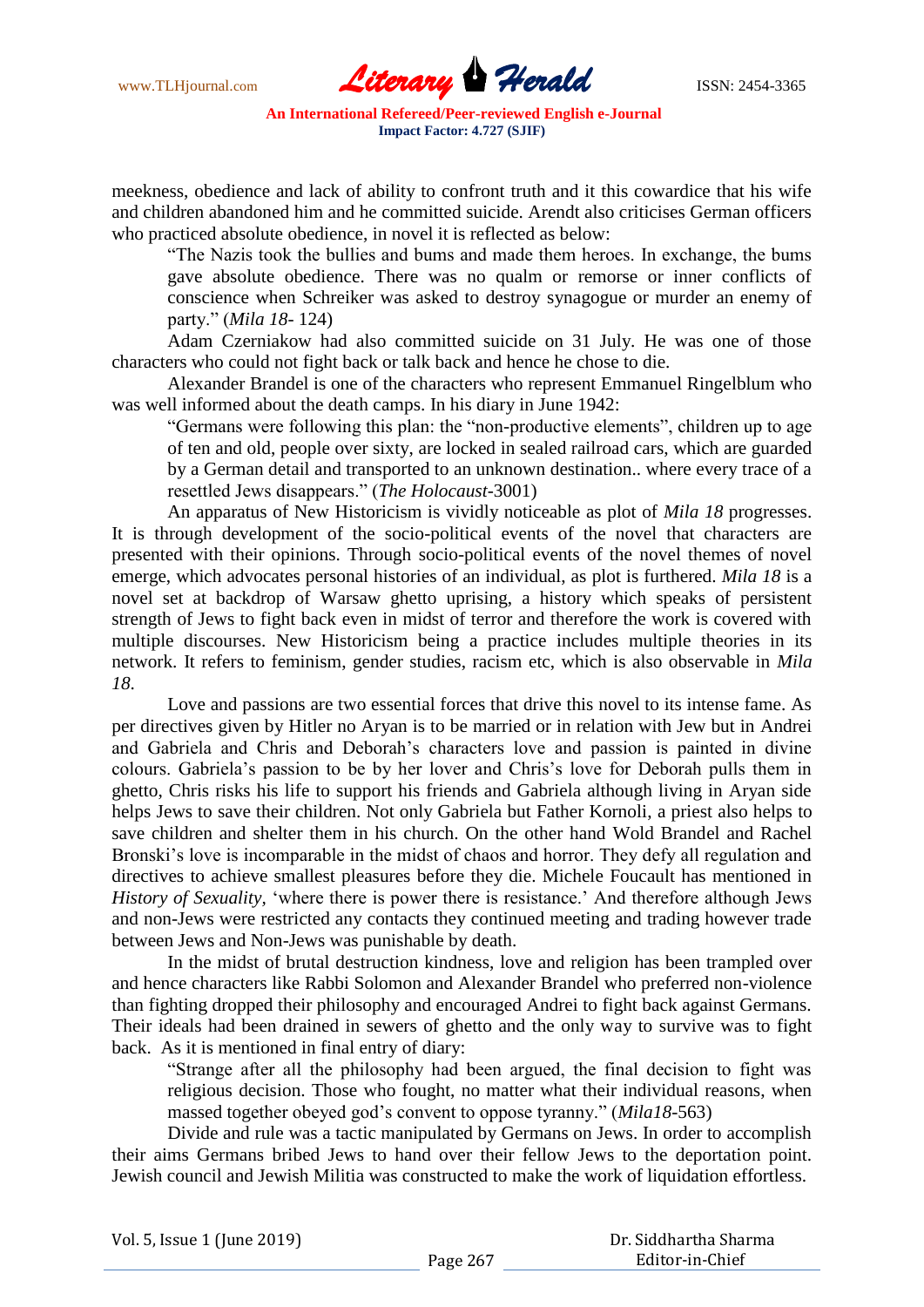meekness, obedience and lack of ability to confront truth and it this cowardice that his wife and children abandoned him and he committed suicide. Arendt also criticises German officers who practiced absolute obedience, in novel it is reflected as below:

> "The Nazis took the bullies and bums and made them heroes. In exchange, the bums gave absolute obedience. There was no qualm or remorse or inner conflicts of conscience when Schreiker was asked to destroy synagogue or murder an enemy of party." (*Mila 18*- 124)

Adam Czerniakow had also committed suicide on 31 July. He was one of those characters who could not fight back or talk back and hence he chose to die.

Alexander Brandel is one of the characters who represent Emmanuel Ringelblum who was well informed about the death camps. In his diary in June 1942:

> "Germans were following this plan: the "non-productive elements", children up to age of ten and old, people over sixty, are locked in sealed railroad cars, which are guarded by a German detail and transported to an unknown destination.. where every trace of a resettled Jews disappears." (*The Holocaust*-3001)

An apparatus of New Historicism is vividly noticeable as plot of *Mila 18* progresses. It is through development of the socio-political events of the novel that characters are presented with their opinions. Through socio-political events of the novel themes of novel emerge, which advocates personal histories of an individual, as plot is furthered. *Mila 18* is a novel set at backdrop of Warsaw ghetto uprising, a history which speaks of persistent strength of Jews to fight back even in midst of terror and therefore the work is covered with multiple discourses. New Historicism being a practice includes multiple theories in its network. It refers to feminism, gender studies, racism etc, which is also observable in *Mila 18*.

Love and passions are two essential forces that drive this novel to its intense fame. As per directives given by Hitler no Aryan is to be married or in relation with Jew but in Andrei and Gabriela and Chris and Deborah's characters love and passion is painted in divine colours. Gabriela's passion to be by her lover and Chris's love for Deborah pulls them in ghetto, Chris risks his life to support his friends and Gabriela although living in Aryan side helps Jews to save their children. Not only Gabriela but Father Kornoli, a priest also helps to save children and shelter them in his church. On the other hand Wold Brandel and Rachel Bronski's love is incomparable in the midst of chaos and horror. They defy all regulation and directives to achieve smallest pleasures before they die. Michele Foucault has mentioned in *History of Sexuality*, 'where there is power there is resistance.' And therefore although Jews and non-Jews were restricted any contacts they continued meeting and trading however trade between Jews and Non-Jews was punishable by death.

In the midst of brutal destruction kindness, love and religion has been trampled over and hence characters like Rabbi Solomon and Alexander Brandel who preferred non-violence than fighting dropped their philosophy and encouraged Andrei to fight back against Germans. Their ideals had been drained in sewers of ghetto and the only way to survive was to fight back. As it is mentioned in final entry of diary:

> "Strange after all the philosophy had been argued, the final decision to fight was religious decision. Those who fought, no matter what their individual reasons, when massed together obeyed god's convent to oppose tyranny." (*Mila18*-563)

Divide and rule was a tactic manipulated by Germans on Jews. In order to accomplish their aims Germans bribed Jews to hand over their fellow Jews to the deportation point. Jewish council and Jewish Militia was constructed to make the work of liquidation effortless.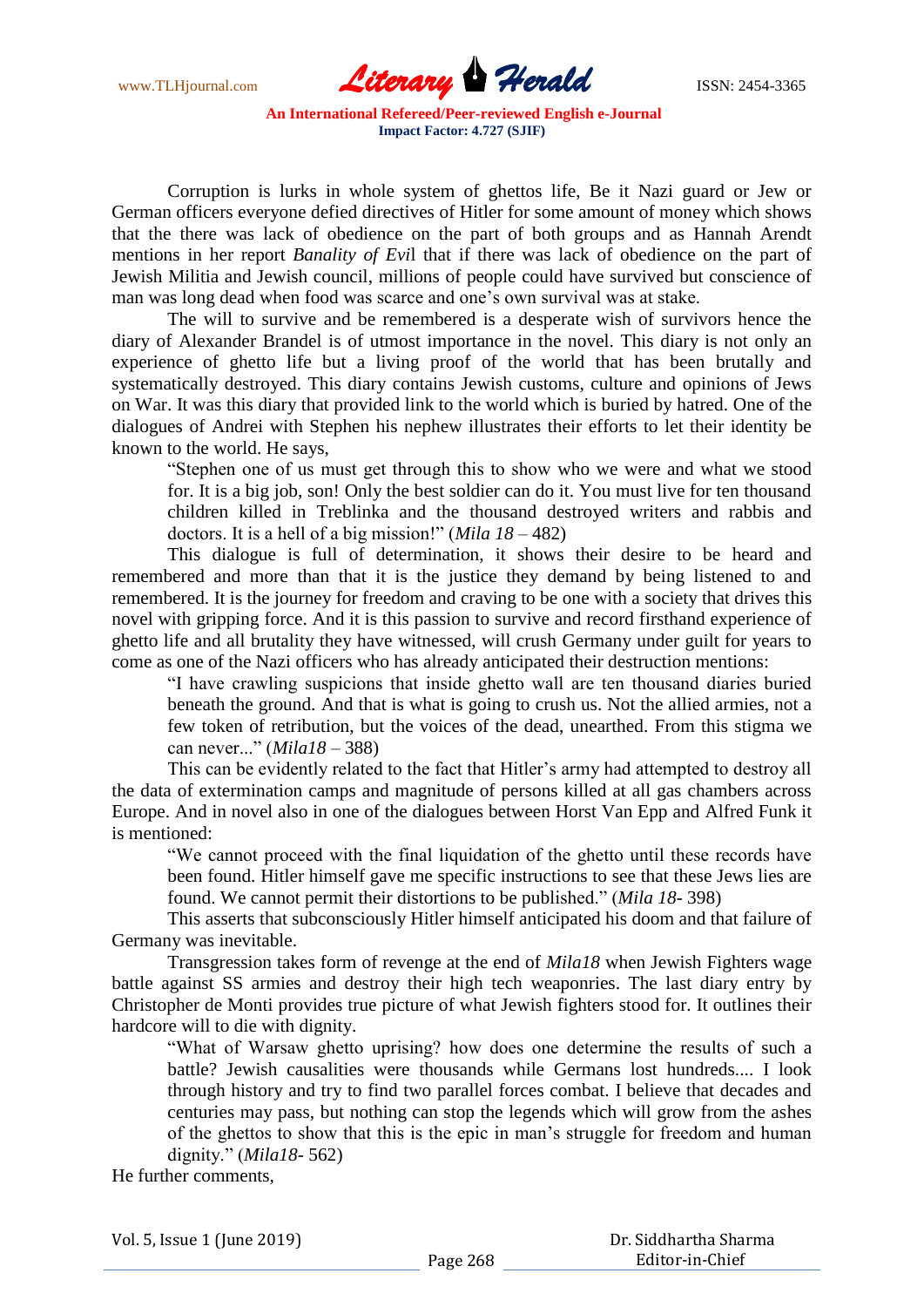Corruption is lurks in whole system of ghettos life, Be it Nazi guard or Jew or German officers everyone defied directives of Hitler for some amount of money which shows that the there was lack of obedience on the part of both groups and as Hannah Arendt mentions in her report *Banality of Evi*l that if there was lack of obedience on the part of Jewish Militia and Jewish council, millions of people could have survived but conscience of man was long dead when food was scarce and one's own survival was at stake.

The will to survive and be remembered is a desperate wish of survivors hence the diary of Alexander Brandel is of utmost importance in the novel. This diary is not only an experience of ghetto life but a living proof of the world that has been brutally and systematically destroyed. This diary contains Jewish customs, culture and opinions of Jews on War. It was this diary that provided link to the world which is buried by hatred. One of the dialogues of Andrei with Stephen his nephew illustrates their efforts to let their identity be known to the world. He says,

> "Stephen one of us must get through this to show who we were and what we stood for. It is a big job, son! Only the best soldier can do it. You must live for ten thousand children killed in Treblinka and the thousand destroyed writers and rabbis and doctors. It is a hell of a big mission!" (*Mila 18* – 482)

This dialogue is full of determination, it shows their desire to be heard and remembered and more than that it is the justice they demand by being listened to and remembered. It is the journey for freedom and craving to be one with a society that drives this novel with gripping force. And it is this passion to survive and record firsthand experience of ghetto life and all brutality they have witnessed, will crush Germany under guilt for years to come as one of the Nazi officers who has already anticipated their destruction mentions:

> "I have crawling suspicions that inside ghetto wall are ten thousand diaries buried beneath the ground. And that is what is going to crush us. Not the allied armies, not a few token of retribution, but the voices of the dead, unearthed. From this stigma we can never..." (*Mila18* – 388)

This can be evidently related to the fact that Hitler's army had attempted to destroy all the data of extermination camps and magnitude of persons killed at all gas chambers across Europe. And in novel also in one of the dialogues between Horst Van Epp and Alfred Funk it is mentioned:

> "We cannot proceed with the final liquidation of the ghetto until these records have been found. Hitler himself gave me specific instructions to see that these Jews lies are found. We cannot permit their distortions to be published." (*Mila 18*- 398)

This asserts that subconsciously Hitler himself anticipated his doom and that failure of Germany was inevitable.

Transgression takes form of revenge at the end of *Mila18* when Jewish Fighters wage battle against SS armies and destroy their high tech weaponries. The last diary entry by Christopher de Monti provides true picture of what Jewish fighters stood for. It outlines their hardcore will to die with dignity.

> "What of Warsaw ghetto uprising? how does one determine the results of such a battle? Jewish causalities were thousands while Germans lost hundreds.... I look through history and try to find two parallel forces combat. I believe that decades and centuries may pass, but nothing can stop the legends which will grow from the ashes of the ghettos to show that this is the epic in man's struggle for freedom and human dignity." (*Mila18*- 562)

He further comments,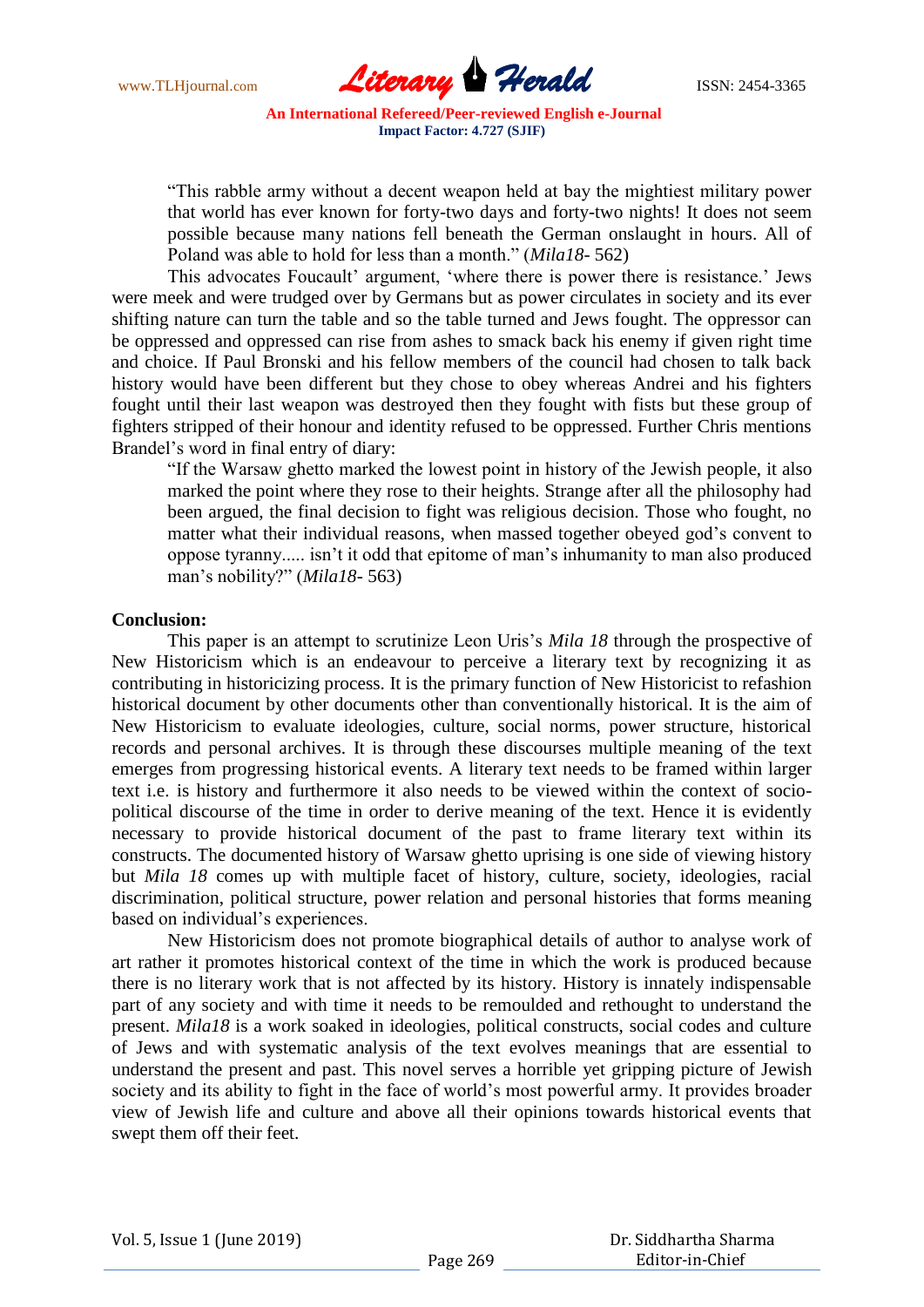> "This rabble army without a decent weapon held at bay the mightiest military power that world has ever known for forty-two days and forty-two nights! It does not seem possible because many nations fell beneath the German onslaught in hours. All of Poland was able to hold for less than a month." (*Mila18*- 562)

This advocates Foucault' argument, 'where there is power there is resistance.' Jews were meek and were trudged over by Germans but as power circulates in society and its ever shifting nature can turn the table and so the table turned and Jews fought. The oppressor can be oppressed and oppressed can rise from ashes to smack back his enemy if given right time and choice. If Paul Bronski and his fellow members of the council had chosen to talk back history would have been different but they chose to obey whereas Andrei and his fighters fought until their last weapon was destroyed then they fought with fists but these group of fighters stripped of their honour and identity refused to be oppressed. Further Chris mentions Brandel's word in final entry of diary:

> "If the Warsaw ghetto marked the lowest point in history of the Jewish people, it also marked the point where they rose to their heights. Strange after all the philosophy had been argued, the final decision to fight was religious decision. Those who fought, no matter what their individual reasons, when massed together obeyed god's convent to oppose tyranny..... isn't it odd that epitome of man's inhumanity to man also produced man's nobility?" (*Mila18*- 563)

**Conclusion:**

This paper is an attempt to scrutinize Leon Uris's *Mila 18* through the prospective of New Historicism which is an endeavour to perceive a literary text by recognizing it as contributing in historicizing process. It is the primary function of New Historicist to refashion historical document by other documents other than conventionally historical. It is the aim of New Historicism to evaluate ideologies, culture, social norms, power structure, historical records and personal archives. It is through these discourses multiple meaning of the text emerges from progressing historical events. A literary text needs to be framed within larger text i.e. is history and furthermore it also needs to be viewed within the context of socio-political discourse of the time in order to derive meaning of the text. Hence it is evidently necessary to provide historical document of the past to frame literary text within its constructs. The documented history of Warsaw ghetto uprising is one side of viewing history but *Mila 18* comes up with multiple facet of history, culture, society, ideologies, racial discrimination, political structure, power relation and personal histories that forms meaning based on individual's experiences.

New Historicism does not promote biographical details of author to analyse work of art rather it promotes historical context of the time in which the work is produced because there is no literary work that is not affected by its history. History is innately indispensable part of any society and with time it needs to be remoulded and rethought to understand the present. *Mila18* is a work soaked in ideologies, political constructs, social codes and culture of Jews and with systematic analysis of the text evolves meanings that are essential to understand the present and past. This novel serves a horrible yet gripping picture of Jewish society and its ability to fight in the face of world's most powerful army. It provides broader view of Jewish life and culture and above all their opinions towards historical events that swept them off their feet.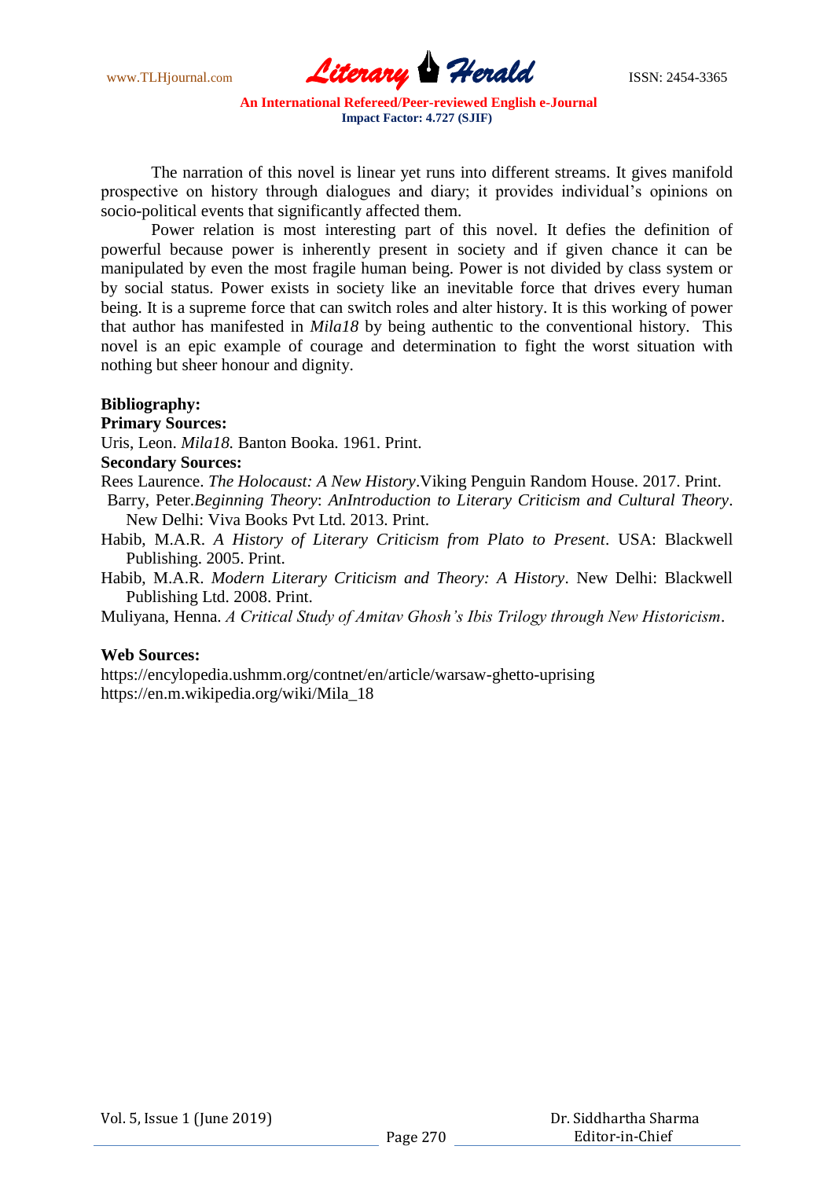The narration of this novel is linear yet runs into different streams. It gives manifold prospective on history through dialogues and diary; it provides individual's opinions on socio-political events that significantly affected them.

Power relation is most interesting part of this novel. It defies the definition of powerful because power is inherently present in society and if given chance it can be manipulated by even the most fragile human being. Power is not divided by class system or by social status. Power exists in society like an inevitable force that drives every human being. It is a supreme force that can switch roles and alter history. It is this working of power that author has manifested in *Mila18* by being authentic to the conventional history. This novel is an epic example of courage and determination to fight the worst situation with nothing but sheer honour and dignity.

**Bibliography:**

**Primary Sources:**

Uris, Leon. *Mila18.* Banton Booka. 1961. Print.

**Secondary Sources:**

Rees Laurence. *The Holocaust: A New History*.Viking Penguin Random House. 2017. Print.

Barry, Peter.*Beginning Theory*: *AnIntroduction to Literary Criticism and Cultural Theory*. New Delhi: Viva Books Pvt Ltd. 2013. Print.

Habib, M.A.R. *A History of Literary Criticism from Plato to Present*. USA: Blackwell Publishing. 2005. Print.

Habib, M.A.R. *Modern Literary Criticism and Theory: A History*. New Delhi: Blackwell Publishing Ltd. 2008. Print.

Muliyana, Henna. *A Critical Study of Amitav Ghosh's Ibis Trilogy through New Historicism*.

**Web Sources:**

https://encylopedia.ushmm.org/contnet/en/article/warsaw-ghetto-uprising

https://en.m.wikipedia.org/wiki/Mila_18